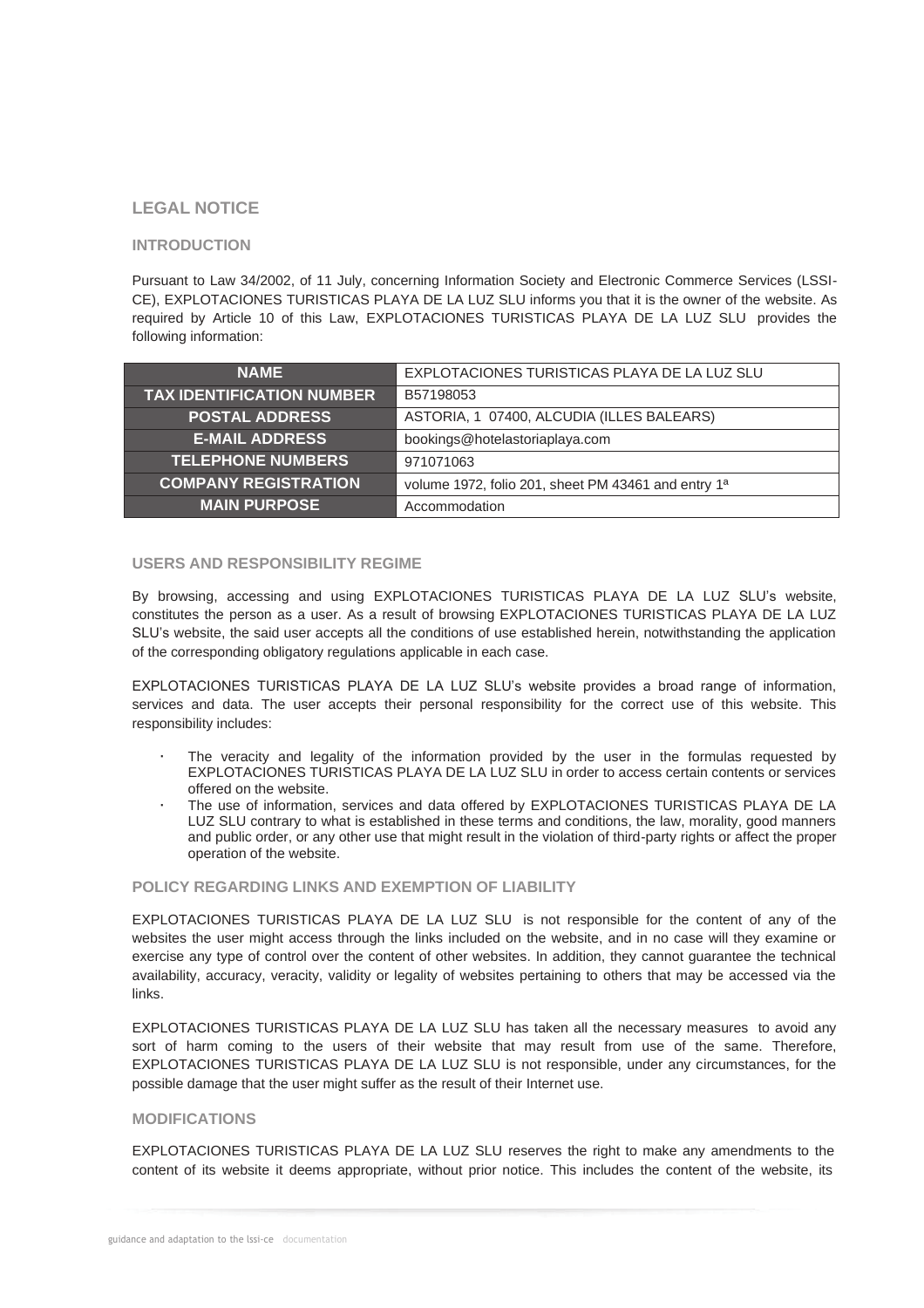## LEGAL NOTICE

### INTRODUCTION

Pursuant to Law 34/2002, of 11 July, concerning Information Society and Electronic Commerce Services (LSSI-CE), EXPLOTACIONES TURISTICAS PLAYA DE LA LUZ SLU informs you that it is the owner of the website. As required by Article 10 of this Law, EXPLOTACIONES TURISTICAS PLAYA DE LA LUZ SLU provides the following information:

| NAME | EXPLOTACIONES TURISTICAS PLAYA DE LA LUZ SLU |
|---|---|
| TAX IDENTIFICATION NUMBER | B57198053 |
| POSTAL ADDRESS | ASTORIA, 1 07400, ALCUDIA (ILLES BALEARS) |
| E-MAIL ADDRESS | bookings@hotelastoriaplaya.com |
| TELEPHONE NUMBERS | 971071063 |
| COMPANY REGISTRATION | volume 1972, folio 201, sheet PM 43461 and entry 1ª |
| MAIN PURPOSE | Accommodation |

### USERS AND RESPONSIBILITY REGIME

By browsing, accessing and using EXPLOTACIONES TURISTICAS PLAYA DE LA LUZ SLU's website, constitutes the person as a user. As a result of browsing EXPLOTACIONES TURISTICAS PLAYA DE LA LUZ SLU's website, the said user accepts all the conditions of use established herein, notwithstanding the application of the corresponding obligatory regulations applicable in each case.

EXPLOTACIONES TURISTICAS PLAYA DE LA LUZ SLU's website provides a broad range of information, services and data. The user accepts their personal responsibility for the correct use of this website. This responsibility includes:

- The veracity and legality of the information provided by the user in the formulas requested by EXPLOTACIONES TURISTICAS PLAYA DE LA LUZ SLU in order to access certain contents or services offered on the website.
- The use of information, services and data offered by EXPLOTACIONES TURISTICAS PLAYA DE LA LUZ SLU contrary to what is established in these terms and conditions, the law, morality, good manners and public order, or any other use that might result in the violation of third-party rights or affect the proper operation of the website.

### POLICY REGARDING LINKS AND EXEMPTION OF LIABILITY

EXPLOTACIONES TURISTICAS PLAYA DE LA LUZ SLU is not responsible for the content of any of the websites the user might access through the links included on the website, and in no case will they examine or exercise any type of control over the content of other websites. In addition, they cannot guarantee the technical availability, accuracy, veracity, validity or legality of websites pertaining to others that may be accessed via the links.

EXPLOTACIONES TURISTICAS PLAYA DE LA LUZ SLU has taken all the necessary measures to avoid any sort of harm coming to the users of their website that may result from use of the same. Therefore, EXPLOTACIONES TURISTICAS PLAYA DE LA LUZ SLU is not responsible, under any circumstances, for the possible damage that the user might suffer as the result of their Internet use.

### MODIFICATIONS

EXPLOTACIONES TURISTICAS PLAYA DE LA LUZ SLU reserves the right to make any amendments to the content of its website it deems appropriate, without prior notice. This includes the content of the website, its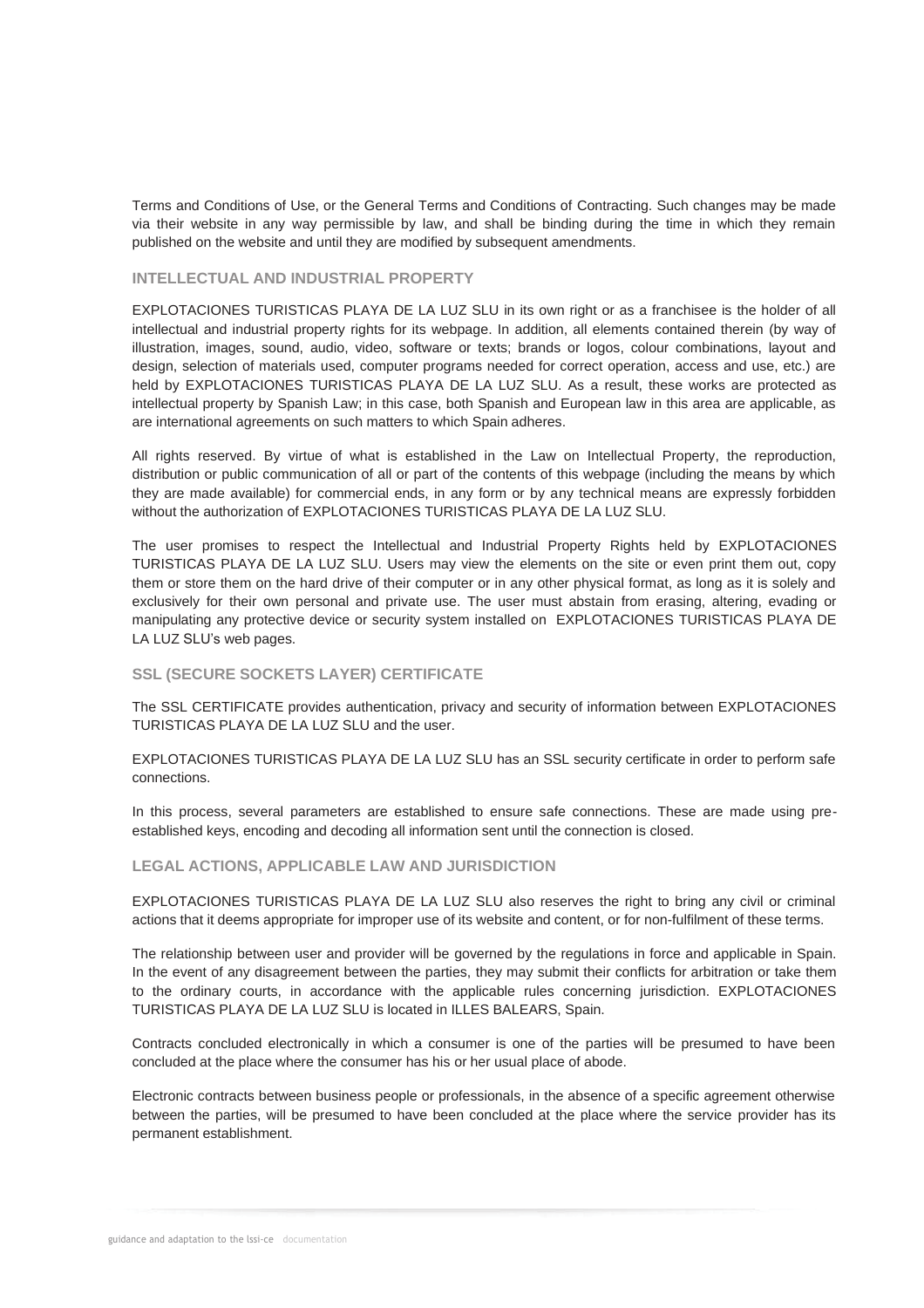Terms and Conditions of Use, or the General Terms and Conditions of Contracting. Such changes may be made via their website in any way permissible by law, and shall be binding during the time in which they remain published on the website and until they are modified by subsequent amendments.

### INTELLECTUAL AND INDUSTRIAL PROPERTY

EXPLOTACIONES TURISTICAS PLAYA DE LA LUZ SLU in its own right or as a franchisee is the holder of all intellectual and industrial property rights for its webpage. In addition, all elements contained therein (by way of illustration, images, sound, audio, video, software or texts; brands or logos, colour combinations, layout and design, selection of materials used, computer programs needed for correct operation, access and use, etc.) are held by EXPLOTACIONES TURISTICAS PLAYA DE LA LUZ SLU. As a result, these works are protected as intellectual property by Spanish Law; in this case, both Spanish and European law in this area are applicable, as are international agreements on such matters to which Spain adheres.

All rights reserved. By virtue of what is established in the Law on Intellectual Property, the reproduction, distribution or public communication of all or part of the contents of this webpage (including the means by which they are made available) for commercial ends, in any form or by any technical means are expressly forbidden without the authorization of EXPLOTACIONES TURISTICAS PLAYA DE LA LUZ SLU.

The user promises to respect the Intellectual and Industrial Property Rights held by EXPLOTACIONES TURISTICAS PLAYA DE LA LUZ SLU. Users may view the elements on the site or even print them out, copy them or store them on the hard drive of their computer or in any other physical format, as long as it is solely and exclusively for their own personal and private use. The user must abstain from erasing, altering, evading or manipulating any protective device or security system installed on EXPLOTACIONES TURISTICAS PLAYA DE LA LUZ SLU's web pages.

### SSL (SECURE SOCKETS LAYER) CERTIFICATE

The SSL CERTIFICATE provides authentication, privacy and security of information between EXPLOTACIONES TURISTICAS PLAYA DE LA LUZ SLU and the user.

EXPLOTACIONES TURISTICAS PLAYA DE LA LUZ SLU has an SSL security certificate in order to perform safe connections.

In this process, several parameters are established to ensure safe connections. These are made using pre-established keys, encoding and decoding all information sent until the connection is closed.

### LEGAL ACTIONS, APPLICABLE LAW AND JURISDICTION

EXPLOTACIONES TURISTICAS PLAYA DE LA LUZ SLU also reserves the right to bring any civil or criminal actions that it deems appropriate for improper use of its website and content, or for non-fulfilment of these terms.

The relationship between user and provider will be governed by the regulations in force and applicable in Spain. In the event of any disagreement between the parties, they may submit their conflicts for arbitration or take them to the ordinary courts, in accordance with the applicable rules concerning jurisdiction. EXPLOTACIONES TURISTICAS PLAYA DE LA LUZ SLU is located in ILLES BALEARS, Spain.

Contracts concluded electronically in which a consumer is one of the parties will be presumed to have been concluded at the place where the consumer has his or her usual place of abode.

Electronic contracts between business people or professionals, in the absence of a specific agreement otherwise between the parties, will be presumed to have been concluded at the place where the service provider has its permanent establishment.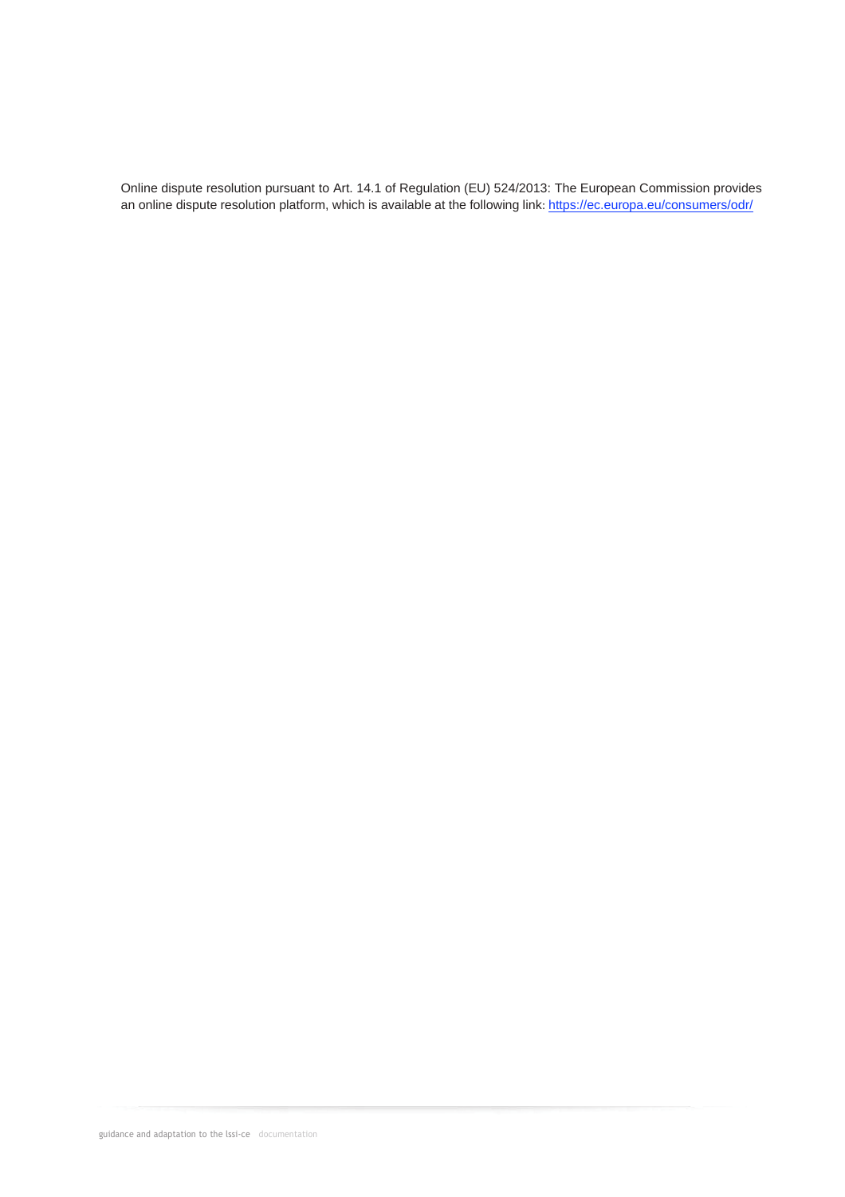Online dispute resolution pursuant to Art. 14.1 of Regulation (EU) 524/2013: The European Commission provides an online dispute resolution platform, which is available at the following link: https://ec.europa.eu/consumers/odr/